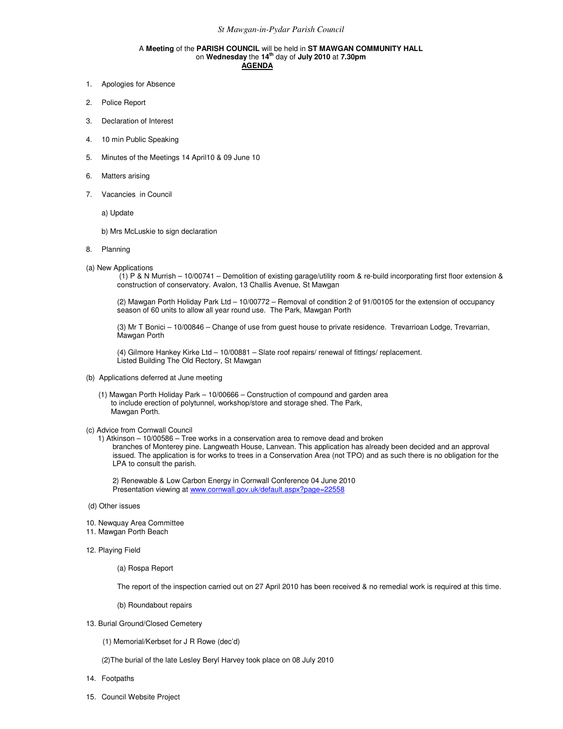*St Mawgan-in-Pydar Parish Council*

A **Meeting** of the **PARISH COUNCIL** will be held in **ST MAWGAN COMMUNITY HALL** on **Wednesday** the **14th** day of **July 2010** at **7.30pm**

**AGENDA**

1. Apologies for Absence
2. Police Report
3. Declaration of Interest
4. 10 min Public Speaking
5. Minutes of the Meetings 14 April10 & 09 June 10
6. Matters arising
7. Vacancies in Council

   a) Update

   b) Mrs McLuskie to sign declaration

8. Planning

(a) New Applications

(1) P & N Murrish – 10/00741 – Demolition of existing garage/utility room & re-build incorporating first floor extension & construction of conservatory. Avalon, 13 Challis Avenue, St Mawgan

(2) Mawgan Porth Holiday Park Ltd – 10/00772 – Removal of condition 2 of 91/00105 for the extension of occupancy season of 60 units to allow all year round use. The Park, Mawgan Porth

(3) Mr T Bonici – 10/00846 – Change of use from guest house to private residence. Trevarrioan Lodge, Trevarrian, Mawgan Porth

(4) Gilmore Hankey Kirke Ltd – 10/00881 – Slate roof repairs/ renewal of fittings/ replacement. Listed Building The Old Rectory, St Mawgan

(b) Applications deferred at June meeting

(1) Mawgan Porth Holiday Park – 10/00666 – Construction of compound and garden area to include erection of polytunnel, workshop/store and storage shed. The Park, Mawgan Porth.

(c) Advice from Cornwall Council

1) Atkinson – 10/00586 – Tree works in a conservation area to remove dead and broken branches of Monterey pine. Langweath House, Lanvean. This application has already been decided and an approval issued. The application is for works to trees in a Conservation Area (not TPO) and as such there is no obligation for the LPA to consult the parish.

2) Renewable & Low Carbon Energy in Cornwall Conference 04 June 2010
Presentation viewing at www.cornwall.gov.uk/default.aspx?page=22558

(d) Other issues

10. Newquay Area Committee
11. Mawgan Porth Beach
12. Playing Field

(a) Rospa Report

The report of the inspection carried out on 27 April 2010 has been received & no remedial work is required at this time.

(b) Roundabout repairs

13. Burial Ground/Closed Cemetery

(1) Memorial/Kerbset for J R Rowe (dec'd)

(2)The burial of the late Lesley Beryl Harvey took place on 08 July 2010

14. Footpaths
15. Council Website Project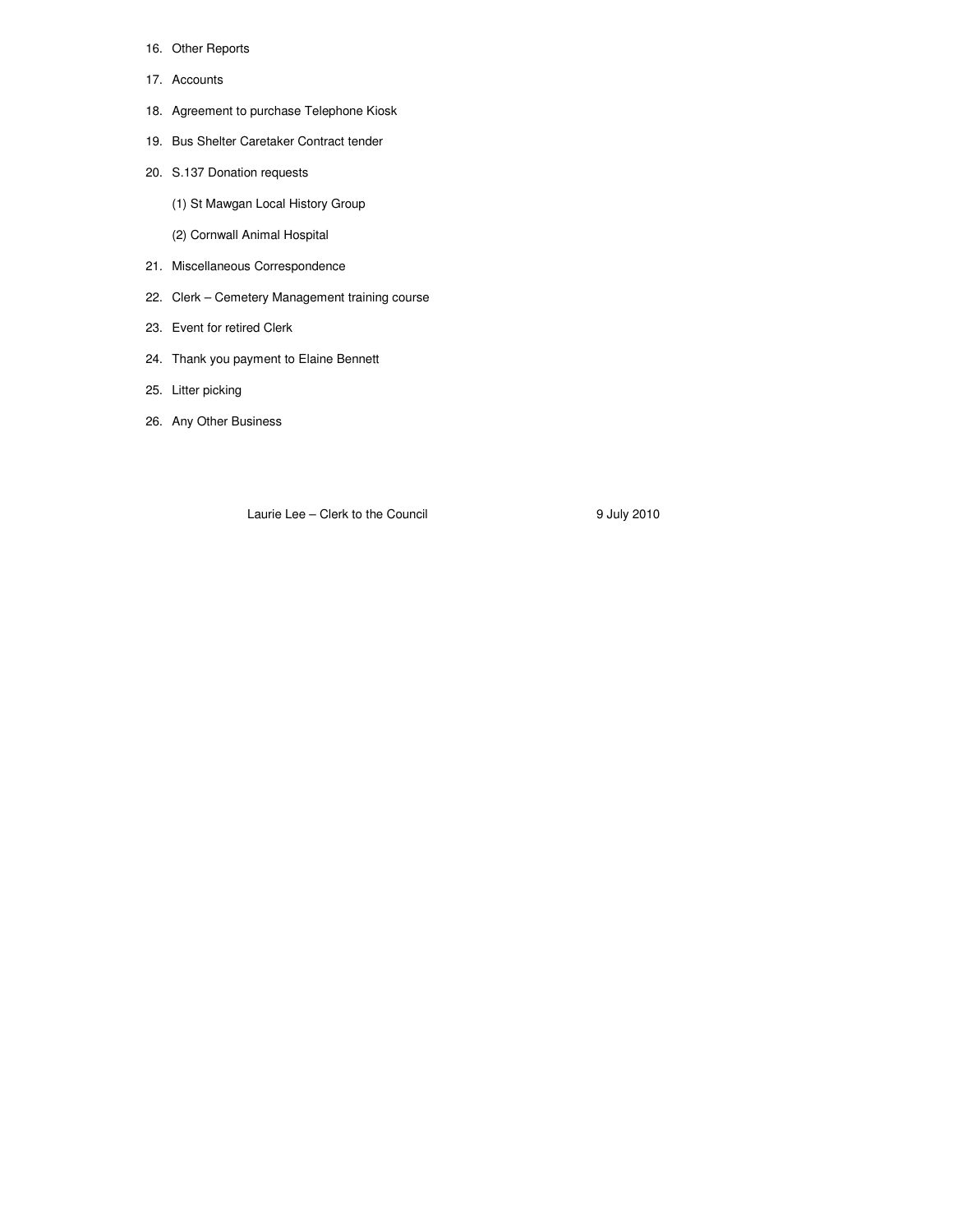16. Other Reports
17. Accounts
18. Agreement to purchase Telephone Kiosk
19. Bus Shelter Caretaker Contract tender
20. S.137 Donation requests

    (1) St Mawgan Local History Group

    (2) Cornwall Animal Hospital
21. Miscellaneous Correspondence
22. Clerk – Cemetery Management training course
23. Event for retired Clerk
24. Thank you payment to Elaine Bennett
25. Litter picking
26. Any Other Business

Laurie Lee – Clerk to the Council 9 July 2010